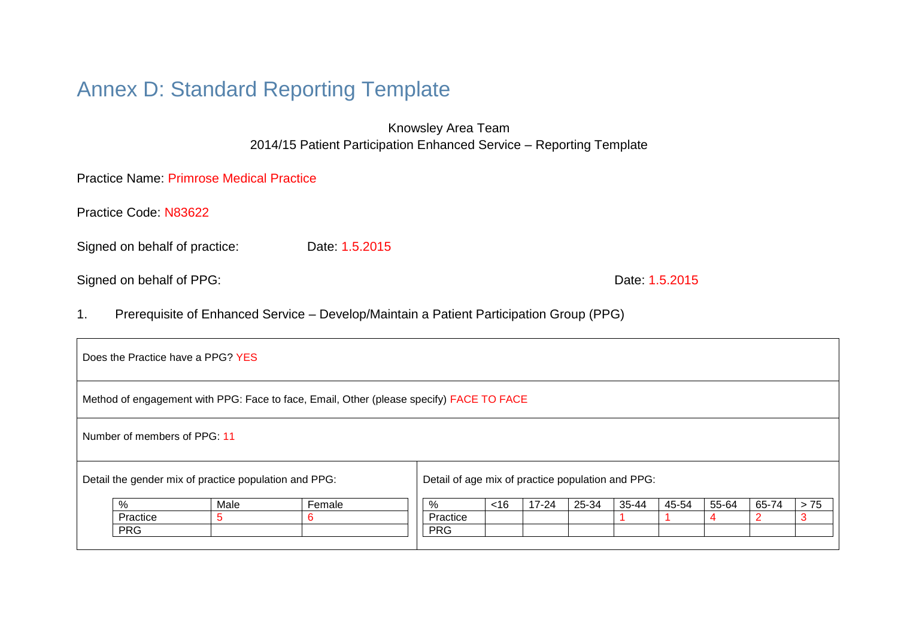# Annex D: Standard Reporting Template

Knowsley Area Team
2014/15 Patient Participation Enhanced Service – Reporting Template

Practice Name: Primrose Medical Practice

Practice Code: N83622

Signed on behalf of practice: Date: 1.5.2015

Signed on behalf of PPG: Date: 1.5.2015

1. Prerequisite of Enhanced Service – Develop/Maintain a Patient Participation Group (PPG)

Does the Practice have a PPG? YES

Method of engagement with PPG: Face to face, Email, Other (please specify) FACE TO FACE

Number of members of PPG: 11

Detail the gender mix of practice population and PPG:

| % | Male | Female |
|---|---|---|
| Practice | 5 | 6 |
| PRG | | |

Detail of age mix of practice population and PPG:

| % | <16 | 17-24 | 25-34 | 35-44 | 45-54 | 55-64 | 65-74 | > 75 |
|---|---|---|---|---|---|---|---|---|
| Practice | | | | 1 | 1 | 4 | 2 | 3 |
| PRG | | | | | | | | |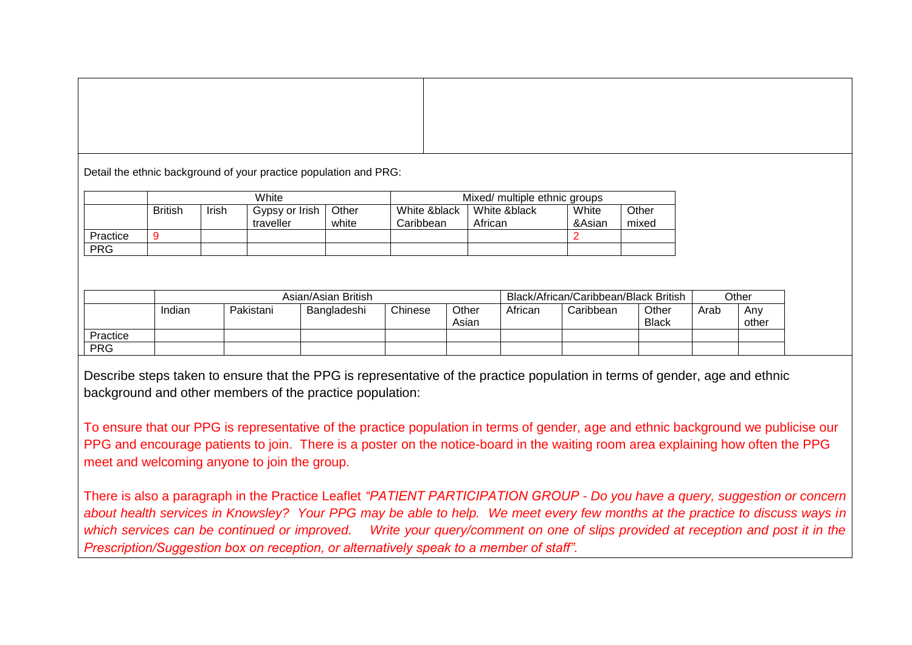Detail the ethnic background of your practice population and PRG:

| | White | | | | Mixed/ multiple ethnic groups | | | |
|---|---|---|---|---|---|---|---|---|
| | British | Irish | Gypsy or Irish traveller | Other white | White &black Caribbean | White &black African | White &Asian | Other mixed |
| Practice | 9 | | | | | | 2 | |
| PRG | | | | | | | | |

| | Asian/Asian British | | | | | Black/African/Caribbean/Black British | | | Other | |
|---|---|---|---|---|---|---|---|---|---|---|
| | Indian | Pakistani | Bangladeshi | Chinese | Other Asian | African | Caribbean | Other Black | Arab | Any other |
| Practice | | | | | | | | | | |
| PRG | | | | | | | | | | |

Describe steps taken to ensure that the PPG is representative of the practice population in terms of gender, age and ethnic background and other members of the practice population:

To ensure that our PPG is representative of the practice population in terms of gender, age and ethnic background we publicise our PPG and encourage patients to join. There is a poster on the notice-board in the waiting room area explaining how often the PPG meet and welcoming anyone to join the group.

There is also a paragraph in the Practice Leaflet *"PATIENT PARTICIPATION GROUP - Do you have a query, suggestion or concern about health services in Knowsley? Your PPG may be able to help. We meet every few months at the practice to discuss ways in which services can be continued or improved. Write your query/comment on one of slips provided at reception and post it in the Prescription/Suggestion box on reception, or alternatively speak to a member of staff".*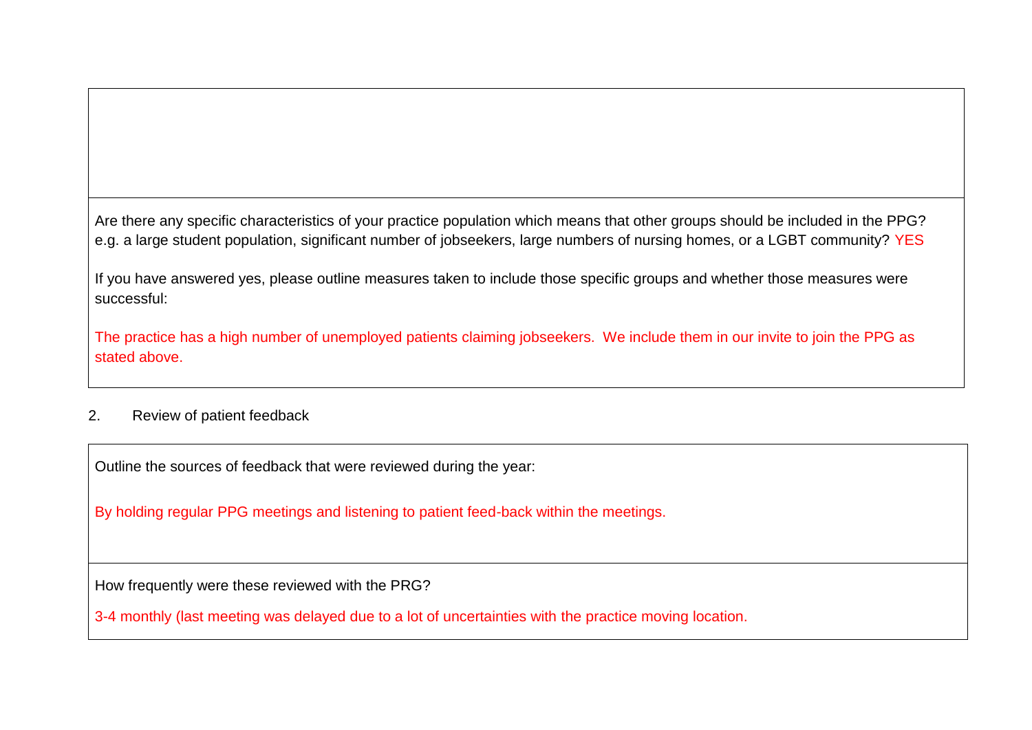Are there any specific characteristics of your practice population which means that other groups should be included in the PPG? e.g. a large student population, significant number of jobseekers, large numbers of nursing homes, or a LGBT community? YES

If you have answered yes, please outline measures taken to include those specific groups and whether those measures were successful:

The practice has a high number of unemployed patients claiming jobseekers. We include them in our invite to join the PPG as stated above.

2. Review of patient feedback

Outline the sources of feedback that were reviewed during the year:

By holding regular PPG meetings and listening to patient feed-back within the meetings.

How frequently were these reviewed with the PRG?

3-4 monthly (last meeting was delayed due to a lot of uncertainties with the practice moving location.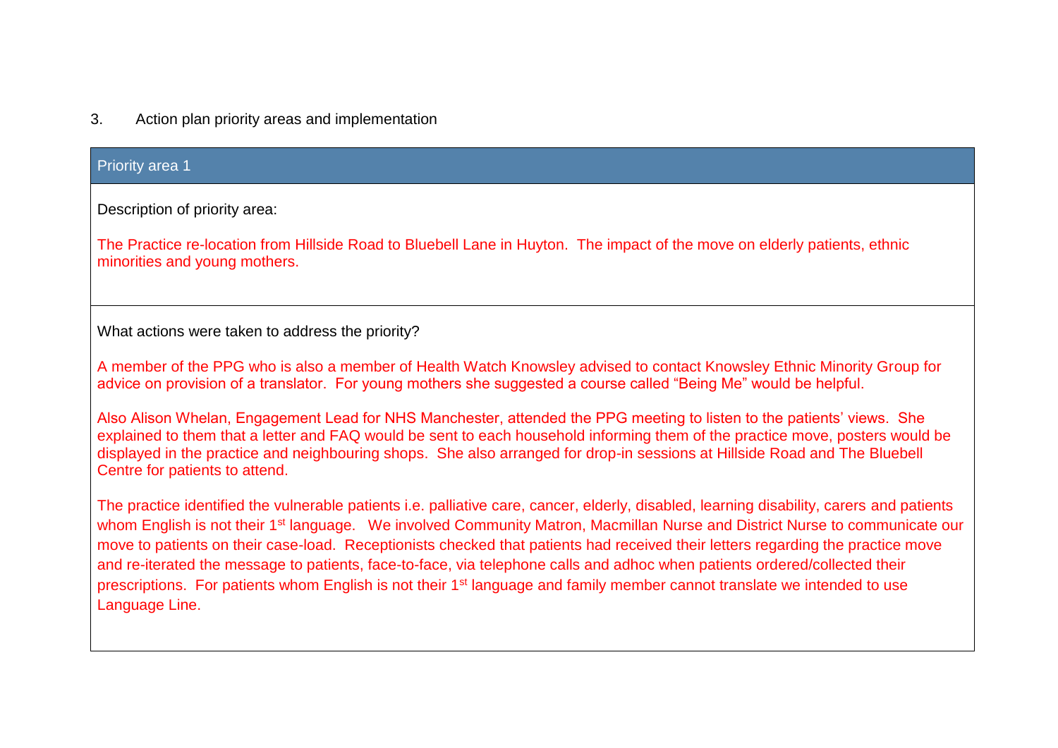3. Action plan priority areas and implementation

| Priority area 1 |
| --- |
| Description of priority area:<br><br>The Practice re-location from Hillside Road to Bluebell Lane in Huyton. The impact of the move on elderly patients, ethnic minorities and young mothers. |
| What actions were taken to address the priority?<br><br>A member of the PPG who is also a member of Health Watch Knowsley advised to contact Knowsley Ethnic Minority Group for advice on provision of a translator. For young mothers she suggested a course called "Being Me" would be helpful.<br><br>Also Alison Whelan, Engagement Lead for NHS Manchester, attended the PPG meeting to listen to the patients' views. She explained to them that a letter and FAQ would be sent to each household informing them of the practice move, posters would be displayed in the practice and neighbouring shops. She also arranged for drop-in sessions at Hillside Road and The Bluebell Centre for patients to attend.<br><br>The practice identified the vulnerable patients i.e. palliative care, cancer, elderly, disabled, learning disability, carers and patients whom English is not their 1st language. We involved Community Matron, Macmillan Nurse and District Nurse to communicate our move to patients on their case-load. Receptionists checked that patients had received their letters regarding the practice move and re-iterated the message to patients, face-to-face, via telephone calls and adhoc when patients ordered/collected their prescriptions. For patients whom English is not their 1st language and family member cannot translate we intended to use Language Line. |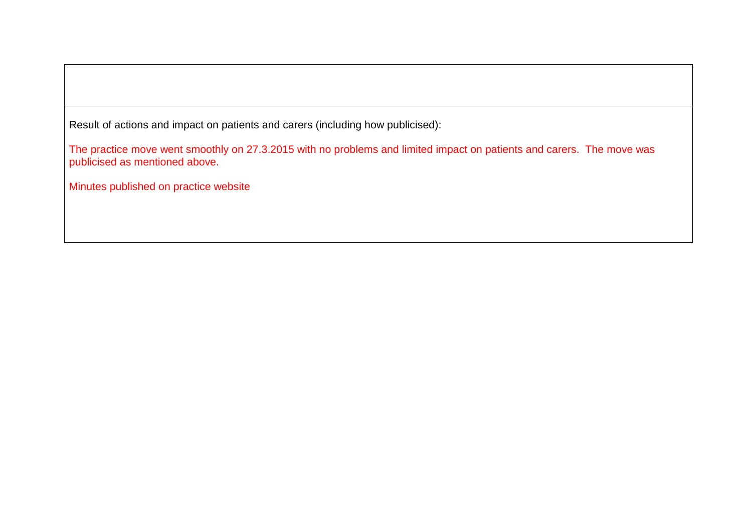Result of actions and impact on patients and carers (including how publicised):

The practice move went smoothly on 27.3.2015 with no problems and limited impact on patients and carers. The move was publicised as mentioned above.

Minutes published on practice website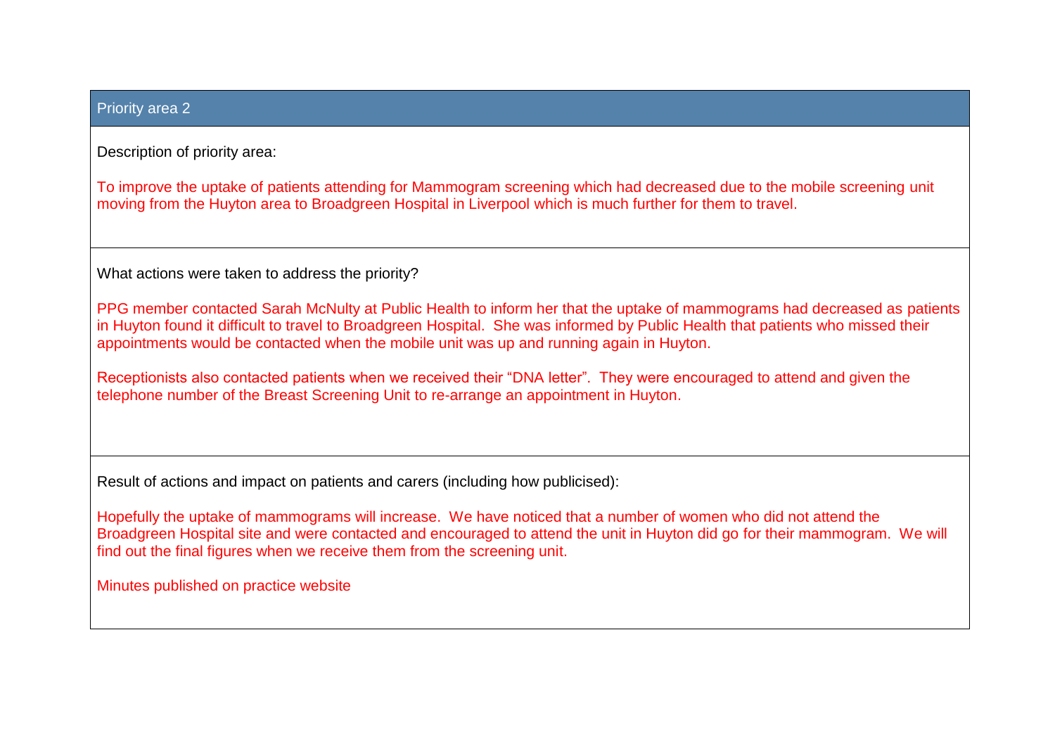## Priority area 2

Description of priority area:

To improve the uptake of patients attending for Mammogram screening which had decreased due to the mobile screening unit moving from the Huyton area to Broadgreen Hospital in Liverpool which is much further for them to travel.

What actions were taken to address the priority?

PPG member contacted Sarah McNulty at Public Health to inform her that the uptake of mammograms had decreased as patients in Huyton found it difficult to travel to Broadgreen Hospital. She was informed by Public Health that patients who missed their appointments would be contacted when the mobile unit was up and running again in Huyton.

Receptionists also contacted patients when we received their "DNA letter". They were encouraged to attend and given the telephone number of the Breast Screening Unit to re-arrange an appointment in Huyton.

Result of actions and impact on patients and carers (including how publicised):

Hopefully the uptake of mammograms will increase. We have noticed that a number of women who did not attend the Broadgreen Hospital site and were contacted and encouraged to attend the unit in Huyton did go for their mammogram. We will find out the final figures when we receive them from the screening unit.

Minutes published on practice website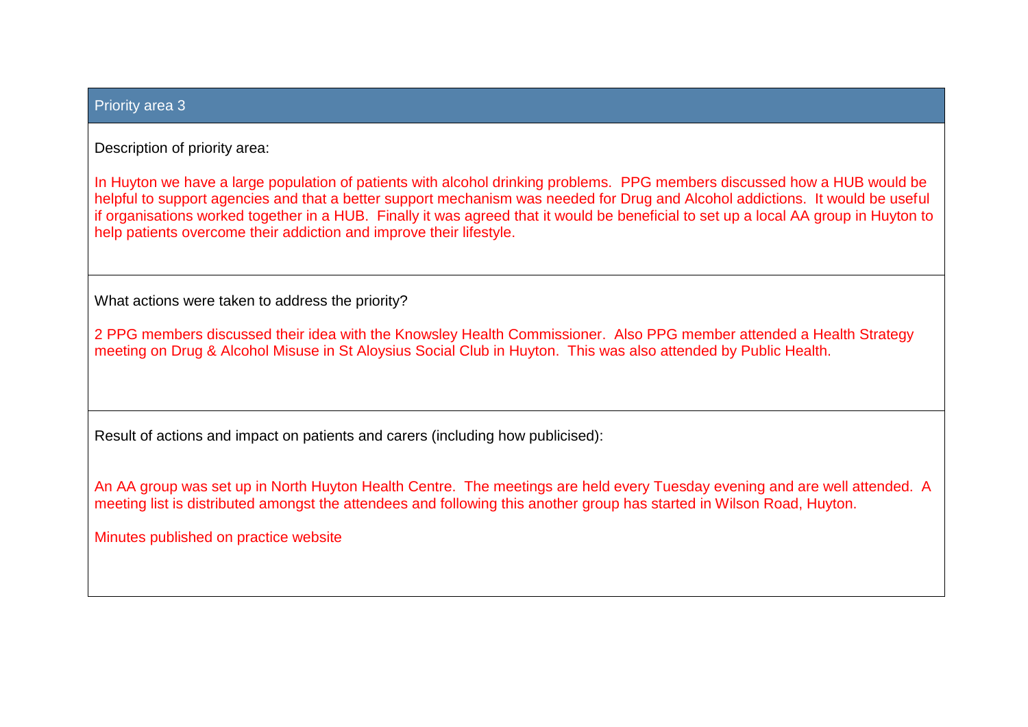## Priority area 3

Description of priority area:

In Huyton we have a large population of patients with alcohol drinking problems.  PPG members discussed how a HUB would be helpful to support agencies and that a better support mechanism was needed for Drug and Alcohol addictions.  It would be useful if organisations worked together in a HUB.  Finally it was agreed that it would be beneficial to set up a local AA group in Huyton to help patients overcome their addiction and improve their lifestyle.

What actions were taken to address the priority?

2 PPG members discussed their idea with the Knowsley Health Commissioner.  Also PPG member attended a Health Strategy meeting on Drug & Alcohol Misuse in St Aloysius Social Club in Huyton.  This was also attended by Public Health.

Result of actions and impact on patients and carers (including how publicised):

An AA group was set up in North Huyton Health Centre.  The meetings are held every Tuesday evening and are well attended.  A meeting list is distributed amongst the attendees and following this another group has started in Wilson Road, Huyton.

Minutes published on practice website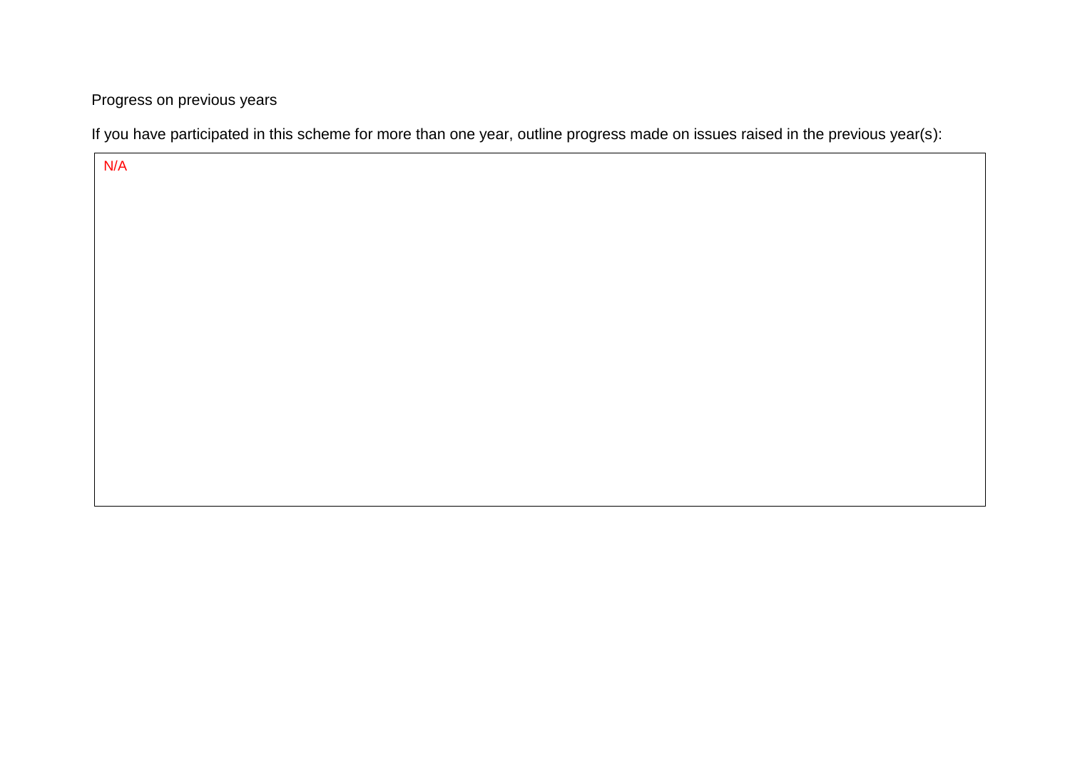Progress on previous years

If you have participated in this scheme for more than one year, outline progress made on issues raised in the previous year(s):

| N/A |
|---|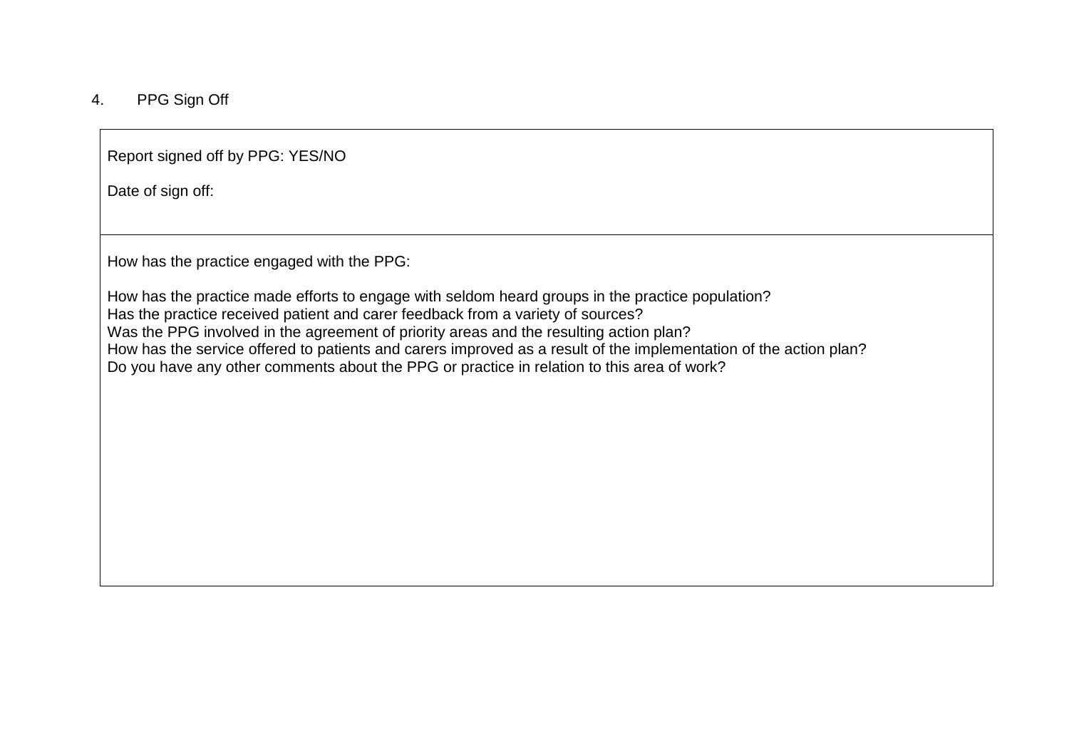4. PPG Sign Off

| |
|---|
| Report signed off by PPG: YES/NO<br><br>Date of sign off: |
| How has the practice engaged with the PPG:<br><br>How has the practice made efforts to engage with seldom heard groups in the practice population?<br>Has the practice received patient and carer feedback from a variety of sources?<br>Was the PPG involved in the agreement of priority areas and the resulting action plan?<br>How has the service offered to patients and carers improved as a result of the implementation of the action plan?<br>Do you have any other comments about the PPG or practice in relation to this area of work? |